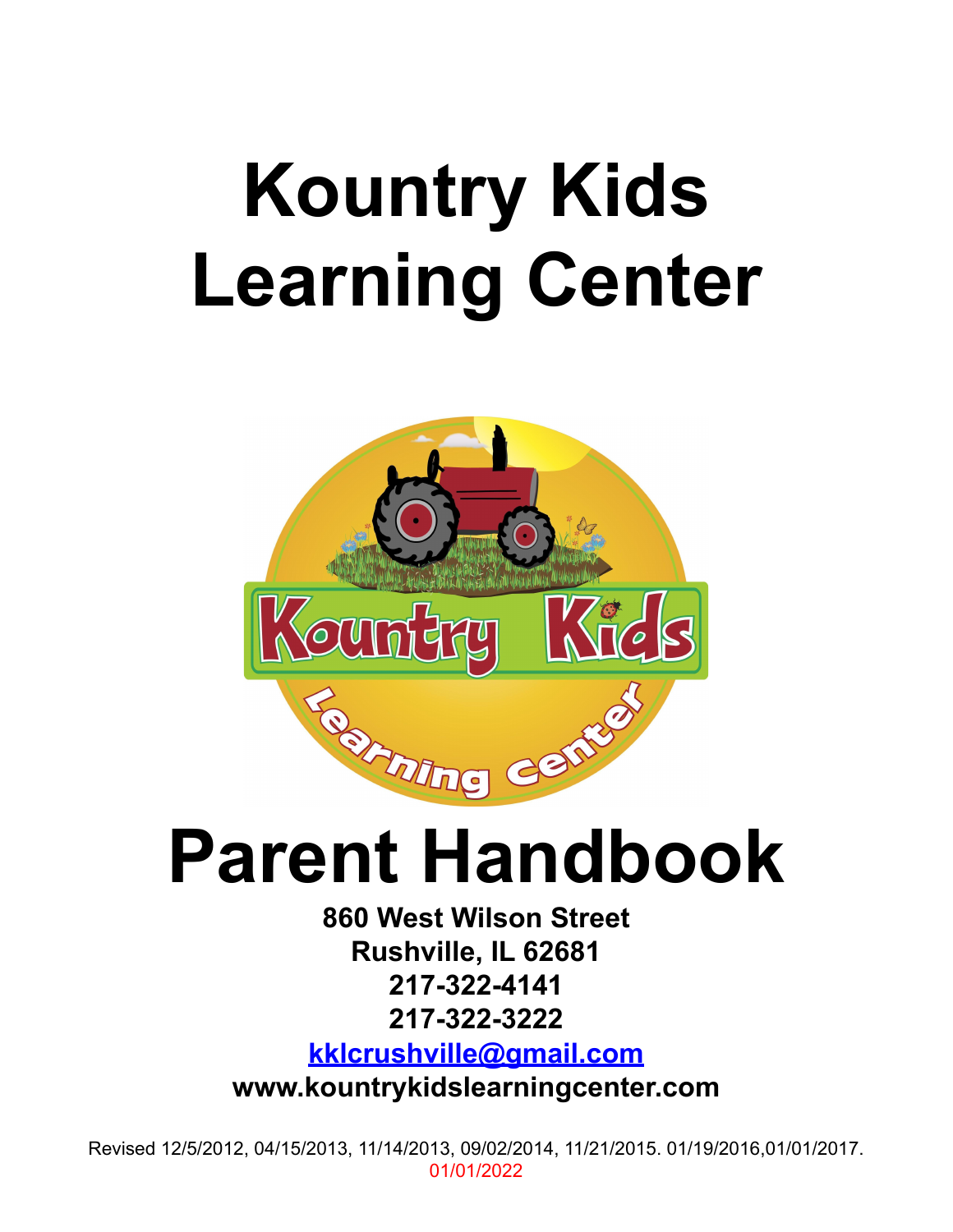# Kountry Kids Learning Center

# Parent Handbook

**860 West Wilson Street**
**Rushville, IL 62681**
**217-322-4141**
**217-322-3222**
**kklcrushville@gmail.com**
**www.kountrykidslearningcenter.com**

Revised 12/5/2012, 04/15/2013, 11/14/2013, 09/02/2014, 11/21/2015. 01/19/2016,01/01/2017. 01/01/2022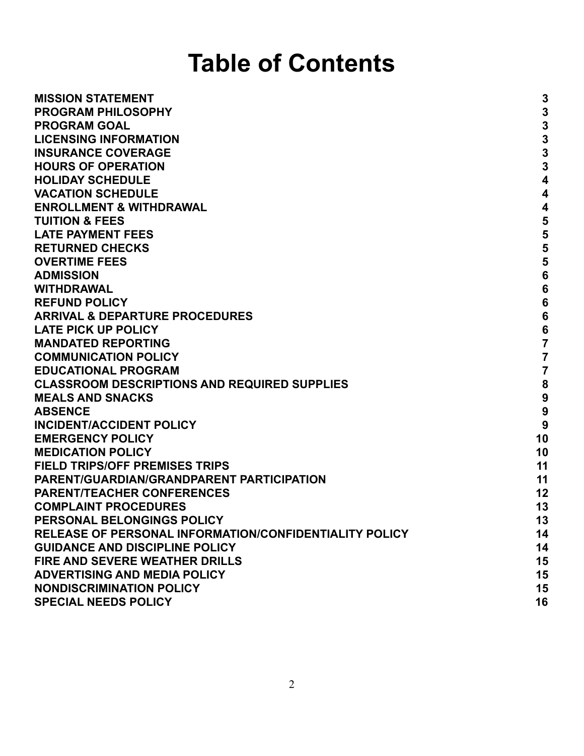# Table of Contents

| | |
|---|---|
| **MISSION STATEMENT** | **3** |
| **PROGRAM PHILOSOPHY** | **3** |
| **PROGRAM GOAL** | **3** |
| **LICENSING INFORMATION** | **3** |
| **INSURANCE COVERAGE** | **3** |
| **HOURS OF OPERATION** | **3** |
| **HOLIDAY SCHEDULE** | **4** |
| **VACATION SCHEDULE** | **4** |
| **ENROLLMENT & WITHDRAWAL** | **4** |
| **TUITION & FEES** | **5** |
| **LATE PAYMENT FEES** | **5** |
| **RETURNED CHECKS** | **5** |
| **OVERTIME FEES** | **5** |
| **ADMISSION** | **6** |
| **WITHDRAWAL** | **6** |
| **REFUND POLICY** | **6** |
| **ARRIVAL & DEPARTURE PROCEDURES** | **6** |
| **LATE PICK UP POLICY** | **6** |
| **MANDATED REPORTING** | **7** |
| **COMMUNICATION POLICY** | **7** |
| **EDUCATIONAL PROGRAM** | **7** |
| **CLASSROOM DESCRIPTIONS AND REQUIRED SUPPLIES** | **8** |
| **MEALS AND SNACKS** | **9** |
| **ABSENCE** | **9** |
| **INCIDENT/ACCIDENT POLICY** | **9** |
| **EMERGENCY POLICY** | **10** |
| **MEDICATION POLICY** | **10** |
| **FIELD TRIPS/OFF PREMISES TRIPS** | **11** |
| **PARENT/GUARDIAN/GRANDPARENT PARTICIPATION** | **11** |
| **PARENT/TEACHER CONFERENCES** | **12** |
| **COMPLAINT PROCEDURES** | **13** |
| **PERSONAL BELONGINGS POLICY** | **13** |
| **RELEASE OF PERSONAL INFORMATION/CONFIDENTIALITY POLICY** | **14** |
| **GUIDANCE AND DISCIPLINE POLICY** | **14** |
| **FIRE AND SEVERE WEATHER DRILLS** | **15** |
| **ADVERTISING AND MEDIA POLICY** | **15** |
| **NONDISCRIMINATION POLICY** | **15** |
| **SPECIAL NEEDS POLICY** | **16** |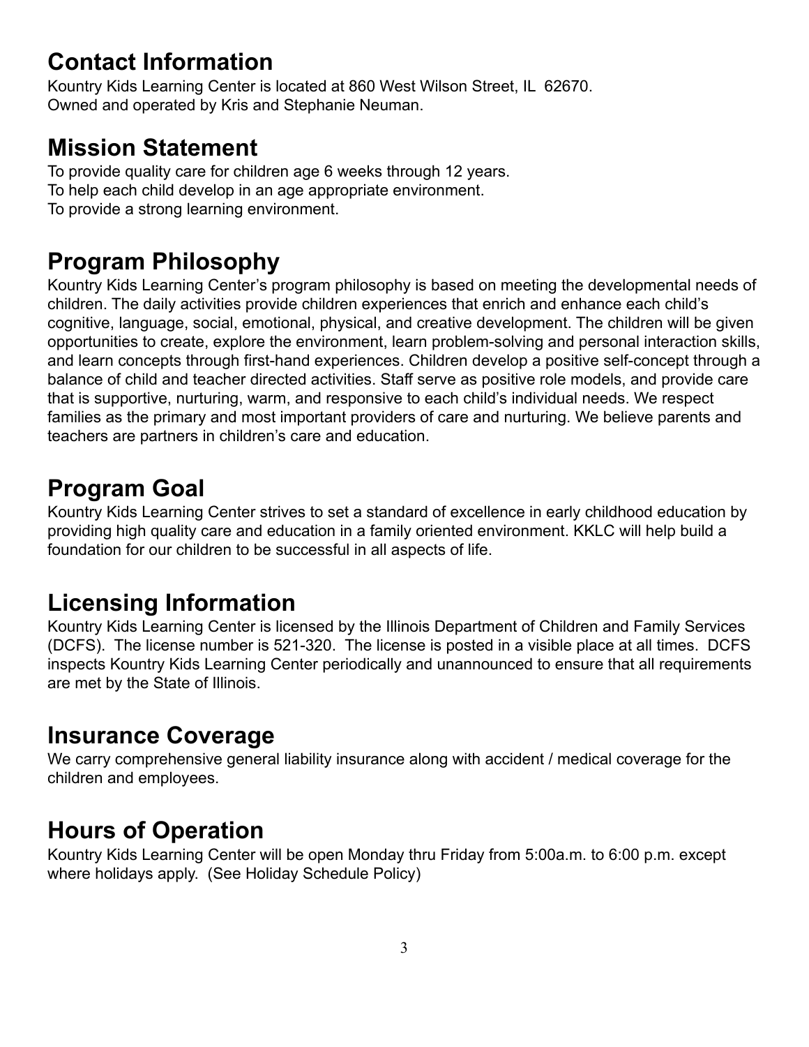## Contact Information

Kountry Kids Learning Center is located at 860 West Wilson Street, IL 62670.
Owned and operated by Kris and Stephanie Neuman.

## Mission Statement

To provide quality care for children age 6 weeks through 12 years.
To help each child develop in an age appropriate environment.
To provide a strong learning environment.

## Program Philosophy

Kountry Kids Learning Center's program philosophy is based on meeting the developmental needs of children. The daily activities provide children experiences that enrich and enhance each child's cognitive, language, social, emotional, physical, and creative development. The children will be given opportunities to create, explore the environment, learn problem-solving and personal interaction skills, and learn concepts through first-hand experiences. Children develop a positive self-concept through a balance of child and teacher directed activities. Staff serve as positive role models, and provide care that is supportive, nurturing, warm, and responsive to each child's individual needs. We respect families as the primary and most important providers of care and nurturing. We believe parents and teachers are partners in children's care and education.

## Program Goal

Kountry Kids Learning Center strives to set a standard of excellence in early childhood education by providing high quality care and education in a family oriented environment. KKLC will help build a foundation for our children to be successful in all aspects of life.

## Licensing Information

Kountry Kids Learning Center is licensed by the Illinois Department of Children and Family Services (DCFS). The license number is 521-320. The license is posted in a visible place at all times. DCFS inspects Kountry Kids Learning Center periodically and unannounced to ensure that all requirements are met by the State of Illinois.

## Insurance Coverage

We carry comprehensive general liability insurance along with accident / medical coverage for the children and employees.

## Hours of Operation

Kountry Kids Learning Center will be open Monday thru Friday from 5:00a.m. to 6:00 p.m. except where holidays apply. (See Holiday Schedule Policy)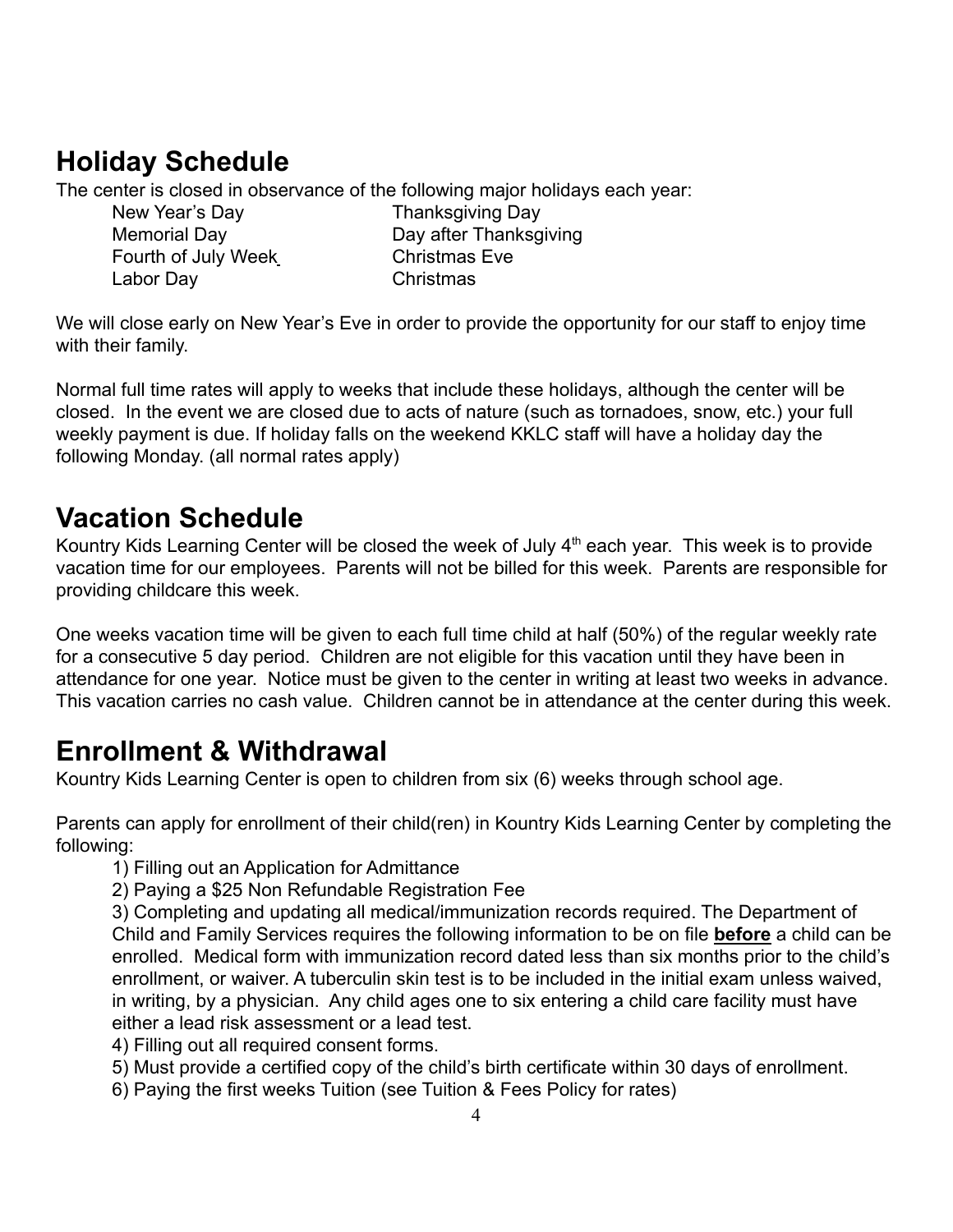## Holiday Schedule

The center is closed in observance of the following major holidays each year:

- New Year's Day
- Memorial Day
- Fourth of July Week
- Labor Day
- Thanksgiving Day
- Day after Thanksgiving
- Christmas Eve
- Christmas

We will close early on New Year's Eve in order to provide the opportunity for our staff to enjoy time with their family.

Normal full time rates will apply to weeks that include these holidays, although the center will be closed. In the event we are closed due to acts of nature (such as tornadoes, snow, etc.) your full weekly payment is due. If holiday falls on the weekend KKLC staff will have a holiday day the following Monday. (all normal rates apply)

## Vacation Schedule

Kountry Kids Learning Center will be closed the week of July 4th each year. This week is to provide vacation time for our employees. Parents will not be billed for this week. Parents are responsible for providing childcare this week.

One weeks vacation time will be given to each full time child at half (50%) of the regular weekly rate for a consecutive 5 day period. Children are not eligible for this vacation until they have been in attendance for one year. Notice must be given to the center in writing at least two weeks in advance. This vacation carries no cash value. Children cannot be in attendance at the center during this week.

## Enrollment & Withdrawal

Kountry Kids Learning Center is open to children from six (6) weeks through school age.

Parents can apply for enrollment of their child(ren) in Kountry Kids Learning Center by completing the following:

1) Filling out an Application for Admittance
2) Paying a $25 Non Refundable Registration Fee
3) Completing and updating all medical/immunization records required. The Department of Child and Family Services requires the following information to be on file **before** a child can be enrolled. Medical form with immunization record dated less than six months prior to the child's enrollment, or waiver. A tuberculin skin test is to be included in the initial exam unless waived, in writing, by a physician. Any child ages one to six entering a child care facility must have either a lead risk assessment or a lead test.
4) Filling out all required consent forms.
5) Must provide a certified copy of the child's birth certificate within 30 days of enrollment.
6) Paying the first weeks Tuition (see Tuition & Fees Policy for rates)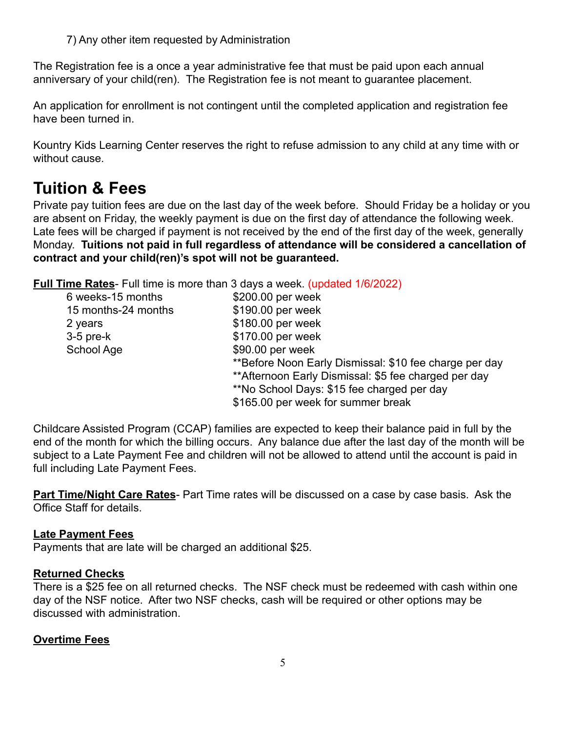7) Any other item requested by Administration

The Registration fee is a once a year administrative fee that must be paid upon each annual anniversary of your child(ren). The Registration fee is not meant to guarantee placement.

An application for enrollment is not contingent until the completed application and registration fee have been turned in.

Kountry Kids Learning Center reserves the right to refuse admission to any child at any time with or without cause.

# Tuition & Fees

Private pay tuition fees are due on the last day of the week before. Should Friday be a holiday or you are absent on Friday, the weekly payment is due on the first day of attendance the following week. Late fees will be charged if payment is not received by the end of the first day of the week, generally Monday. **Tuitions not paid in full regardless of attendance will be considered a cancellation of contract and your child(ren)'s spot will not be guaranteed.**

**Full Time Rates**- Full time is more than 3 days a week. (updated 1/6/2022)

| | |
|---|---|
| 6 weeks-15 months | $200.00 per week |
| 15 months-24 months | $190.00 per week |
| 2 years | $180.00 per week |
| 3-5 pre-k | $170.00 per week |
| School Age | $90.00 per week |
| | **Before Noon Early Dismissal: $10 fee charge per day |
| | **Afternoon Early Dismissal: $5 fee charged per day |
| | **No School Days: $15 fee charged per day |
| | $165.00 per week for summer break |

Childcare Assisted Program (CCAP) families are expected to keep their balance paid in full by the end of the month for which the billing occurs. Any balance due after the last day of the month will be subject to a Late Payment Fee and children will not be allowed to attend until the account is paid in full including Late Payment Fees.

**Part Time/Night Care Rates**- Part Time rates will be discussed on a case by case basis. Ask the Office Staff for details.

**Late Payment Fees**

Payments that are late will be charged an additional $25.

**Returned Checks**

There is a $25 fee on all returned checks. The NSF check must be redeemed with cash within one day of the NSF notice. After two NSF checks, cash will be required or other options may be discussed with administration.

**Overtime Fees**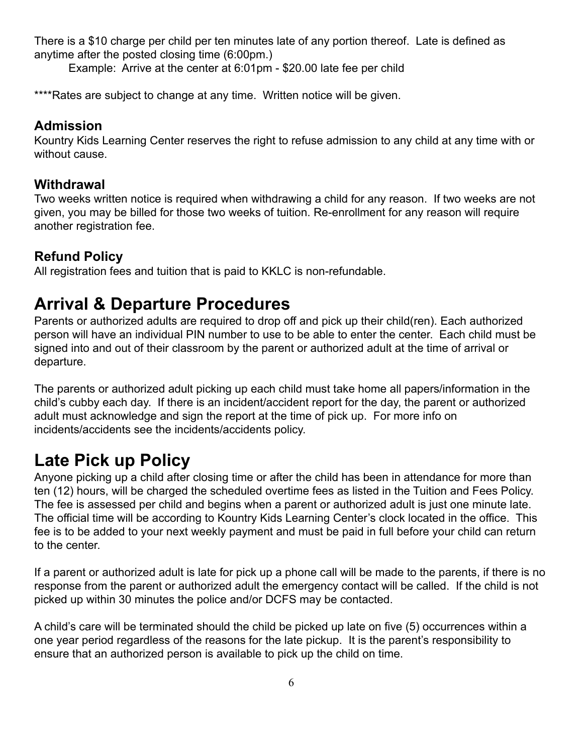There is a $10 charge per child per ten minutes late of any portion thereof. Late is defined as anytime after the posted closing time (6:00pm.)

Example: Arrive at the center at 6:01pm - $20.00 late fee per child

****Rates are subject to change at any time. Written notice will be given.

### Admission

Kountry Kids Learning Center reserves the right to refuse admission to any child at any time with or without cause.

### Withdrawal

Two weeks written notice is required when withdrawing a child for any reason. If two weeks are not given, you may be billed for those two weeks of tuition. Re-enrollment for any reason will require another registration fee.

### Refund Policy

All registration fees and tuition that is paid to KKLC is non-refundable.

## Arrival & Departure Procedures

Parents or authorized adults are required to drop off and pick up their child(ren). Each authorized person will have an individual PIN number to use to be able to enter the center. Each child must be signed into and out of their classroom by the parent or authorized adult at the time of arrival or departure.

The parents or authorized adult picking up each child must take home all papers/information in the child's cubby each day. If there is an incident/accident report for the day, the parent or authorized adult must acknowledge and sign the report at the time of pick up. For more info on incidents/accidents see the incidents/accidents policy.

## Late Pick up Policy

Anyone picking up a child after closing time or after the child has been in attendance for more than ten (12) hours, will be charged the scheduled overtime fees as listed in the Tuition and Fees Policy. The fee is assessed per child and begins when a parent or authorized adult is just one minute late. The official time will be according to Kountry Kids Learning Center's clock located in the office. This fee is to be added to your next weekly payment and must be paid in full before your child can return to the center.

If a parent or authorized adult is late for pick up a phone call will be made to the parents, if there is no response from the parent or authorized adult the emergency contact will be called. If the child is not picked up within 30 minutes the police and/or DCFS may be contacted.

A child's care will be terminated should the child be picked up late on five (5) occurrences within a one year period regardless of the reasons for the late pickup. It is the parent's responsibility to ensure that an authorized person is available to pick up the child on time.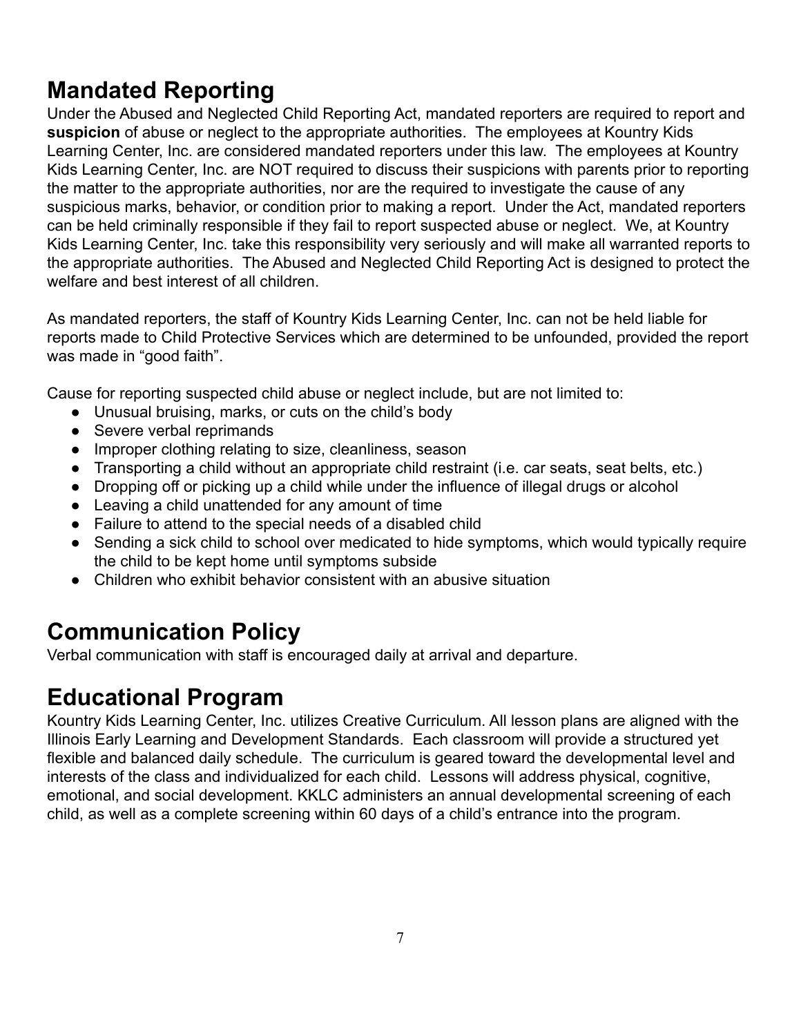## Mandated Reporting

Under the Abused and Neglected Child Reporting Act, mandated reporters are required to report and **suspicion** of abuse or neglect to the appropriate authorities. The employees at Kountry Kids Learning Center, Inc. are considered mandated reporters under this law. The employees at Kountry Kids Learning Center, Inc. are NOT required to discuss their suspicions with parents prior to reporting the matter to the appropriate authorities, nor are the required to investigate the cause of any suspicious marks, behavior, or condition prior to making a report. Under the Act, mandated reporters can be held criminally responsible if they fail to report suspected abuse or neglect. We, at Kountry Kids Learning Center, Inc. take this responsibility very seriously and will make all warranted reports to the appropriate authorities. The Abused and Neglected Child Reporting Act is designed to protect the welfare and best interest of all children.

As mandated reporters, the staff of Kountry Kids Learning Center, Inc. can not be held liable for reports made to Child Protective Services which are determined to be unfounded, provided the report was made in "good faith".

Cause for reporting suspected child abuse or neglect include, but are not limited to:

- Unusual bruising, marks, or cuts on the child's body
- Severe verbal reprimands
- Improper clothing relating to size, cleanliness, season
- Transporting a child without an appropriate child restraint (i.e. car seats, seat belts, etc.)
- Dropping off or picking up a child while under the influence of illegal drugs or alcohol
- Leaving a child unattended for any amount of time
- Failure to attend to the special needs of a disabled child
- Sending a sick child to school over medicated to hide symptoms, which would typically require the child to be kept home until symptoms subside
- Children who exhibit behavior consistent with an abusive situation

## Communication Policy

Verbal communication with staff is encouraged daily at arrival and departure.

## Educational Program

Kountry Kids Learning Center, Inc. utilizes Creative Curriculum. All lesson plans are aligned with the Illinois Early Learning and Development Standards. Each classroom will provide a structured yet flexible and balanced daily schedule. The curriculum is geared toward the developmental level and interests of the class and individualized for each child. Lessons will address physical, cognitive, emotional, and social development. KKLC administers an annual developmental screening of each child, as well as a complete screening within 60 days of a child's entrance into the program.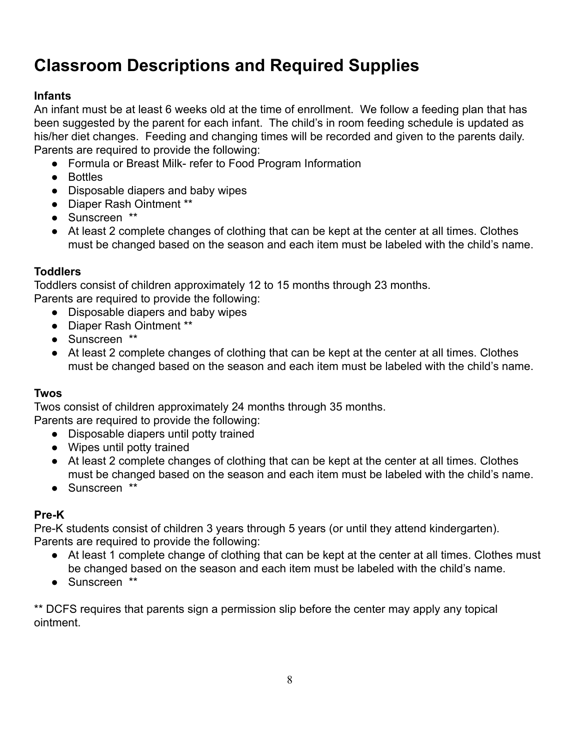# Classroom Descriptions and Required Supplies

**Infants**

An infant must be at least 6 weeks old at the time of enrollment. We follow a feeding plan that has been suggested by the parent for each infant. The child's in room feeding schedule is updated as his/her diet changes. Feeding and changing times will be recorded and given to the parents daily. Parents are required to provide the following:

- Formula or Breast Milk- refer to Food Program Information
- Bottles
- Disposable diapers and baby wipes
- Diaper Rash Ointment **
- Sunscreen **
- At least 2 complete changes of clothing that can be kept at the center at all times. Clothes must be changed based on the season and each item must be labeled with the child's name.

**Toddlers**

Toddlers consist of children approximately 12 to 15 months through 23 months.
Parents are required to provide the following:

- Disposable diapers and baby wipes
- Diaper Rash Ointment **
- Sunscreen **
- At least 2 complete changes of clothing that can be kept at the center at all times. Clothes must be changed based on the season and each item must be labeled with the child's name.

**Twos**

Twos consist of children approximately 24 months through 35 months.
Parents are required to provide the following:

- Disposable diapers until potty trained
- Wipes until potty trained
- At least 2 complete changes of clothing that can be kept at the center at all times. Clothes must be changed based on the season and each item must be labeled with the child's name.
- Sunscreen **

**Pre-K**

Pre-K students consist of children 3 years through 5 years (or until they attend kindergarten).
Parents are required to provide the following:

- At least 1 complete change of clothing that can be kept at the center at all times. Clothes must be changed based on the season and each item must be labeled with the child's name.
- Sunscreen **

** DCFS requires that parents sign a permission slip before the center may apply any topical ointment.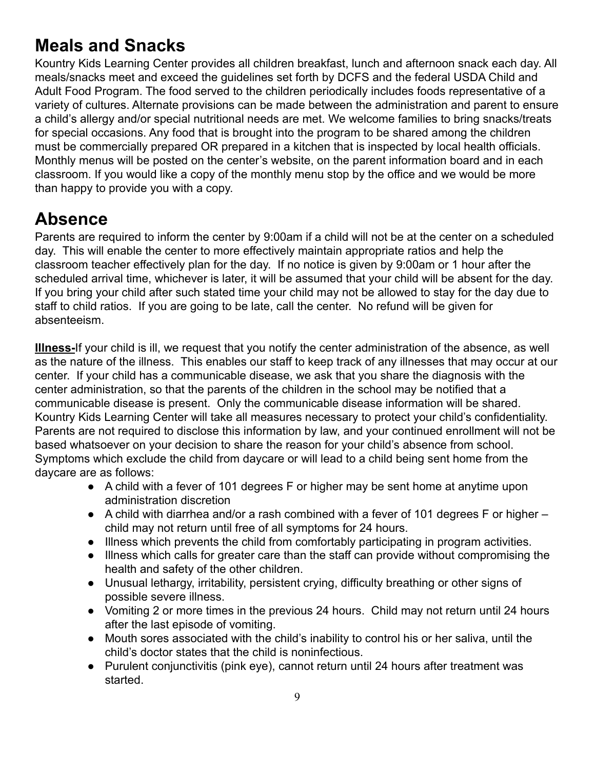# Meals and Snacks

Kountry Kids Learning Center provides all children breakfast, lunch and afternoon snack each day. All meals/snacks meet and exceed the guidelines set forth by DCFS and the federal USDA Child and Adult Food Program. The food served to the children periodically includes foods representative of a variety of cultures. Alternate provisions can be made between the administration and parent to ensure a child's allergy and/or special nutritional needs are met. We welcome families to bring snacks/treats for special occasions. Any food that is brought into the program to be shared among the children must be commercially prepared OR prepared in a kitchen that is inspected by local health officials. Monthly menus will be posted on the center's website, on the parent information board and in each classroom. If you would like a copy of the monthly menu stop by the office and we would be more than happy to provide you with a copy.

# Absence

Parents are required to inform the center by 9:00am if a child will not be at the center on a scheduled day. This will enable the center to more effectively maintain appropriate ratios and help the classroom teacher effectively plan for the day. If no notice is given by 9:00am or 1 hour after the scheduled arrival time, whichever is later, it will be assumed that your child will be absent for the day. If you bring your child after such stated time your child may not be allowed to stay for the day due to staff to child ratios. If you are going to be late, call the center. No refund will be given for absenteeism.

**Illness-**If your child is ill, we request that you notify the center administration of the absence, as well as the nature of the illness. This enables our staff to keep track of any illnesses that may occur at our center. If your child has a communicable disease, we ask that you share the diagnosis with the center administration, so that the parents of the children in the school may be notified that a communicable disease is present. Only the communicable disease information will be shared. Kountry Kids Learning Center will take all measures necessary to protect your child's confidentiality. Parents are not required to disclose this information by law, and your continued enrollment will not be based whatsoever on your decision to share the reason for your child's absence from school. Symptoms which exclude the child from daycare or will lead to a child being sent home from the daycare are as follows:

- A child with a fever of 101 degrees F or higher may be sent home at anytime upon administration discretion
- A child with diarrhea and/or a rash combined with a fever of 101 degrees F or higher – child may not return until free of all symptoms for 24 hours.
- Illness which prevents the child from comfortably participating in program activities.
- Illness which calls for greater care than the staff can provide without compromising the health and safety of the other children.
- Unusual lethargy, irritability, persistent crying, difficulty breathing or other signs of possible severe illness.
- Vomiting 2 or more times in the previous 24 hours. Child may not return until 24 hours after the last episode of vomiting.
- Mouth sores associated with the child's inability to control his or her saliva, until the child's doctor states that the child is noninfectious.
- Purulent conjunctivitis (pink eye), cannot return until 24 hours after treatment was started.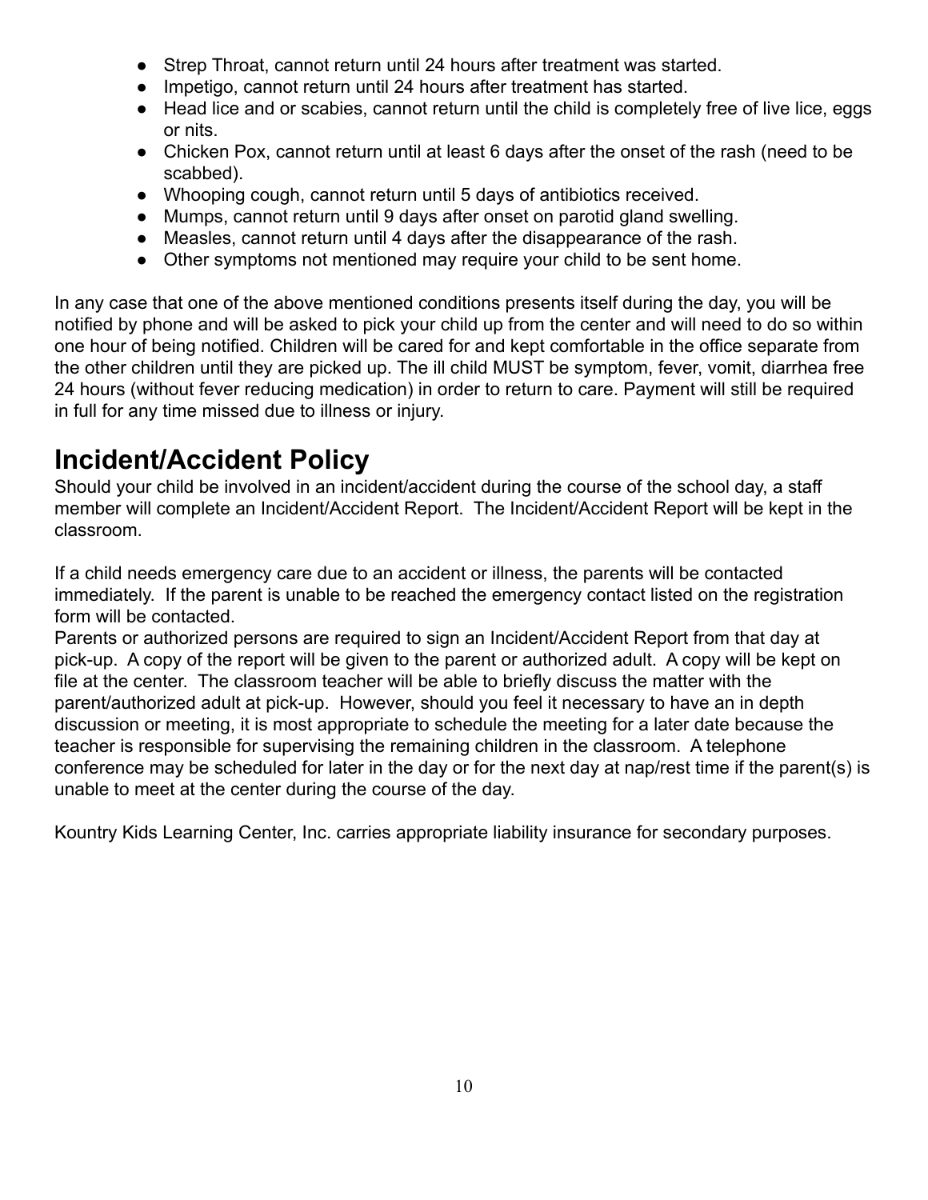- Strep Throat, cannot return until 24 hours after treatment was started.
- Impetigo, cannot return until 24 hours after treatment has started.
- Head lice and or scabies, cannot return until the child is completely free of live lice, eggs or nits.
- Chicken Pox, cannot return until at least 6 days after the onset of the rash (need to be scabbed).
- Whooping cough, cannot return until 5 days of antibiotics received.
- Mumps, cannot return until 9 days after onset on parotid gland swelling.
- Measles, cannot return until 4 days after the disappearance of the rash.
- Other symptoms not mentioned may require your child to be sent home.

In any case that one of the above mentioned conditions presents itself during the day, you will be notified by phone and will be asked to pick your child up from the center and will need to do so within one hour of being notified. Children will be cared for and kept comfortable in the office separate from the other children until they are picked up. The ill child MUST be symptom, fever, vomit, diarrhea free 24 hours (without fever reducing medication) in order to return to care. Payment will still be required in full for any time missed due to illness or injury.

# Incident/Accident Policy

Should your child be involved in an incident/accident during the course of the school day, a staff member will complete an Incident/Accident Report. The Incident/Accident Report will be kept in the classroom.

If a child needs emergency care due to an accident or illness, the parents will be contacted immediately. If the parent is unable to be reached the emergency contact listed on the registration form will be contacted.

Parents or authorized persons are required to sign an Incident/Accident Report from that day at pick-up. A copy of the report will be given to the parent or authorized adult. A copy will be kept on file at the center. The classroom teacher will be able to briefly discuss the matter with the parent/authorized adult at pick-up. However, should you feel it necessary to have an in depth discussion or meeting, it is most appropriate to schedule the meeting for a later date because the teacher is responsible for supervising the remaining children in the classroom. A telephone conference may be scheduled for later in the day or for the next day at nap/rest time if the parent(s) is unable to meet at the center during the course of the day.

Kountry Kids Learning Center, Inc. carries appropriate liability insurance for secondary purposes.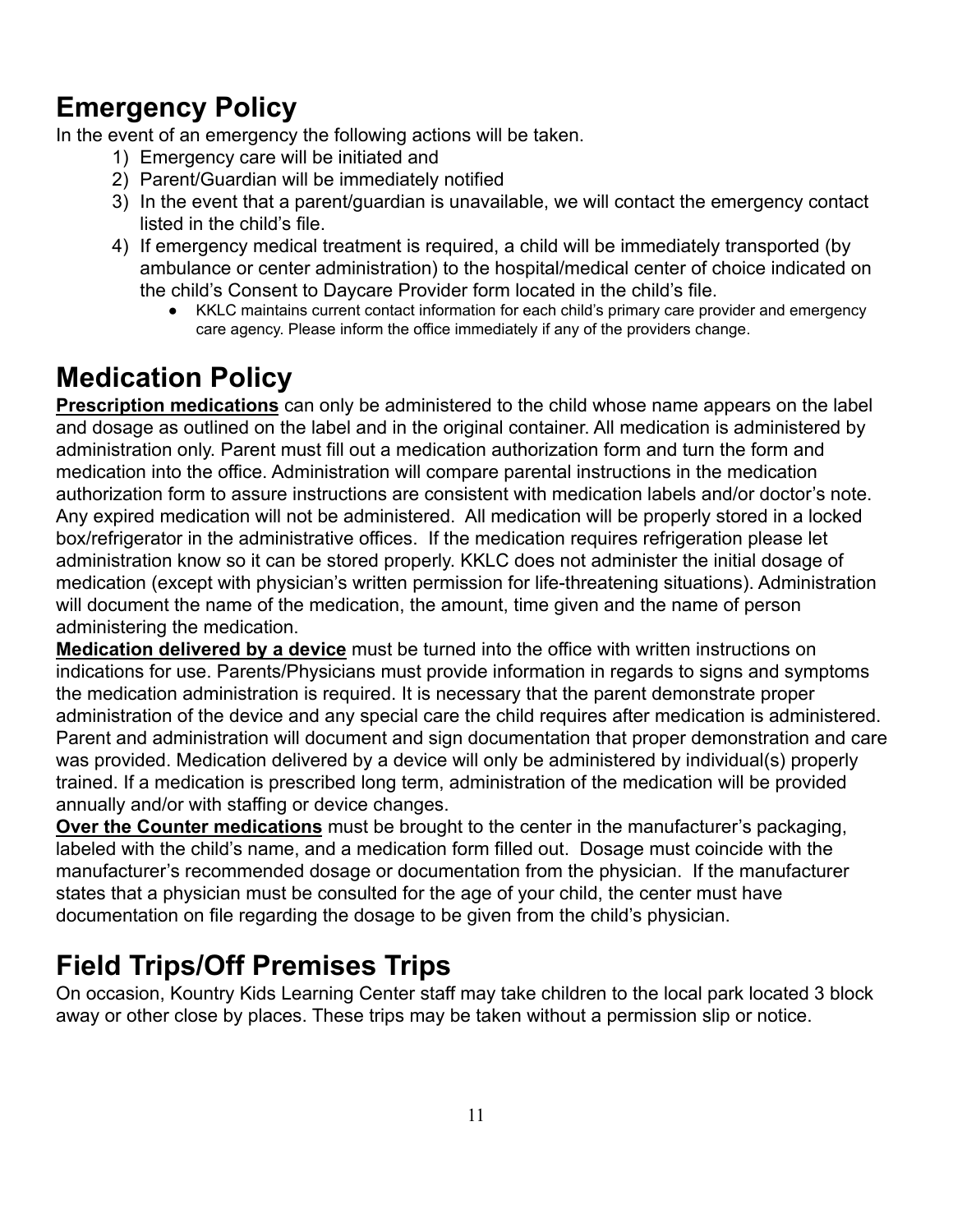# Emergency Policy

In the event of an emergency the following actions will be taken.

1) Emergency care will be initiated and
2) Parent/Guardian will be immediately notified
3) In the event that a parent/guardian is unavailable, we will contact the emergency contact listed in the child's file.
4) If emergency medical treatment is required, a child will be immediately transported (by ambulance or center administration) to the hospital/medical center of choice indicated on the child's Consent to Daycare Provider form located in the child's file.
    - KKLC maintains current contact information for each child's primary care provider and emergency care agency. Please inform the office immediately if any of the providers change.

# Medication Policy

**Prescription medications** can only be administered to the child whose name appears on the label and dosage as outlined on the label and in the original container. All medication is administered by administration only. Parent must fill out a medication authorization form and turn the form and medication into the office. Administration will compare parental instructions in the medication authorization form to assure instructions are consistent with medication labels and/or doctor's note. Any expired medication will not be administered. All medication will be properly stored in a locked box/refrigerator in the administrative offices. If the medication requires refrigeration please let administration know so it can be stored properly. KKLC does not administer the initial dosage of medication (except with physician's written permission for life-threatening situations). Administration will document the name of the medication, the amount, time given and the name of person administering the medication.

**Medication delivered by a device** must be turned into the office with written instructions on indications for use. Parents/Physicians must provide information in regards to signs and symptoms the medication administration is required. It is necessary that the parent demonstrate proper administration of the device and any special care the child requires after medication is administered. Parent and administration will document and sign documentation that proper demonstration and care was provided. Medication delivered by a device will only be administered by individual(s) properly trained. If a medication is prescribed long term, administration of the medication will be provided annually and/or with staffing or device changes.

**Over the Counter medications** must be brought to the center in the manufacturer's packaging, labeled with the child's name, and a medication form filled out. Dosage must coincide with the manufacturer's recommended dosage or documentation from the physician. If the manufacturer states that a physician must be consulted for the age of your child, the center must have documentation on file regarding the dosage to be given from the child's physician.

# Field Trips/Off Premises Trips

On occasion, Kountry Kids Learning Center staff may take children to the local park located 3 block away or other close by places. These trips may be taken without a permission slip or notice.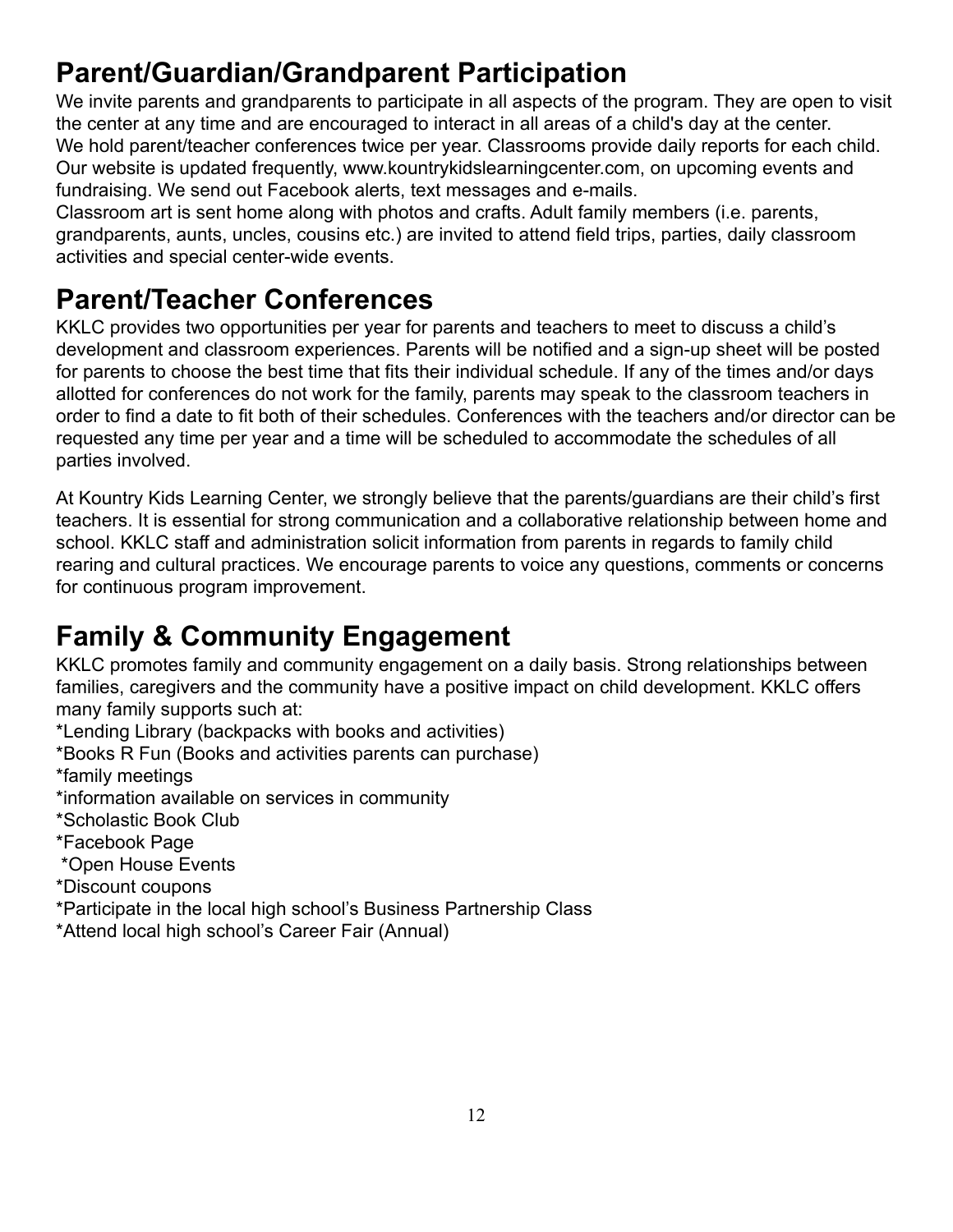## Parent/Guardian/Grandparent Participation

We invite parents and grandparents to participate in all aspects of the program. They are open to visit the center at any time and are encouraged to interact in all areas of a child's day at the center.
We hold parent/teacher conferences twice per year. Classrooms provide daily reports for each child. Our website is updated frequently, www.kountrykidslearningcenter.com, on upcoming events and fundraising. We send out Facebook alerts, text messages and e-mails.
Classroom art is sent home along with photos and crafts. Adult family members (i.e. parents, grandparents, aunts, uncles, cousins etc.) are invited to attend field trips, parties, daily classroom activities and special center-wide events.

## Parent/Teacher Conferences

KKLC provides two opportunities per year for parents and teachers to meet to discuss a child's development and classroom experiences. Parents will be notified and a sign-up sheet will be posted for parents to choose the best time that fits their individual schedule. If any of the times and/or days allotted for conferences do not work for the family, parents may speak to the classroom teachers in order to find a date to fit both of their schedules. Conferences with the teachers and/or director can be requested any time per year and a time will be scheduled to accommodate the schedules of all parties involved.

At Kountry Kids Learning Center, we strongly believe that the parents/guardians are their child's first teachers. It is essential for strong communication and a collaborative relationship between home and school. KKLC staff and administration solicit information from parents in regards to family child rearing and cultural practices. We encourage parents to voice any questions, comments or concerns for continuous program improvement.

## Family & Community Engagement

KKLC promotes family and community engagement on a daily basis. Strong relationships between families, caregivers and the community have a positive impact on child development. KKLC offers many family supports such at:
*Lending Library (backpacks with books and activities)
*Books R Fun (Books and activities parents can purchase)
*family meetings
*information available on services in community
*Scholastic Book Club
*Facebook Page
*Open House Events
*Discount coupons
*Participate in the local high school's Business Partnership Class
*Attend local high school's Career Fair (Annual)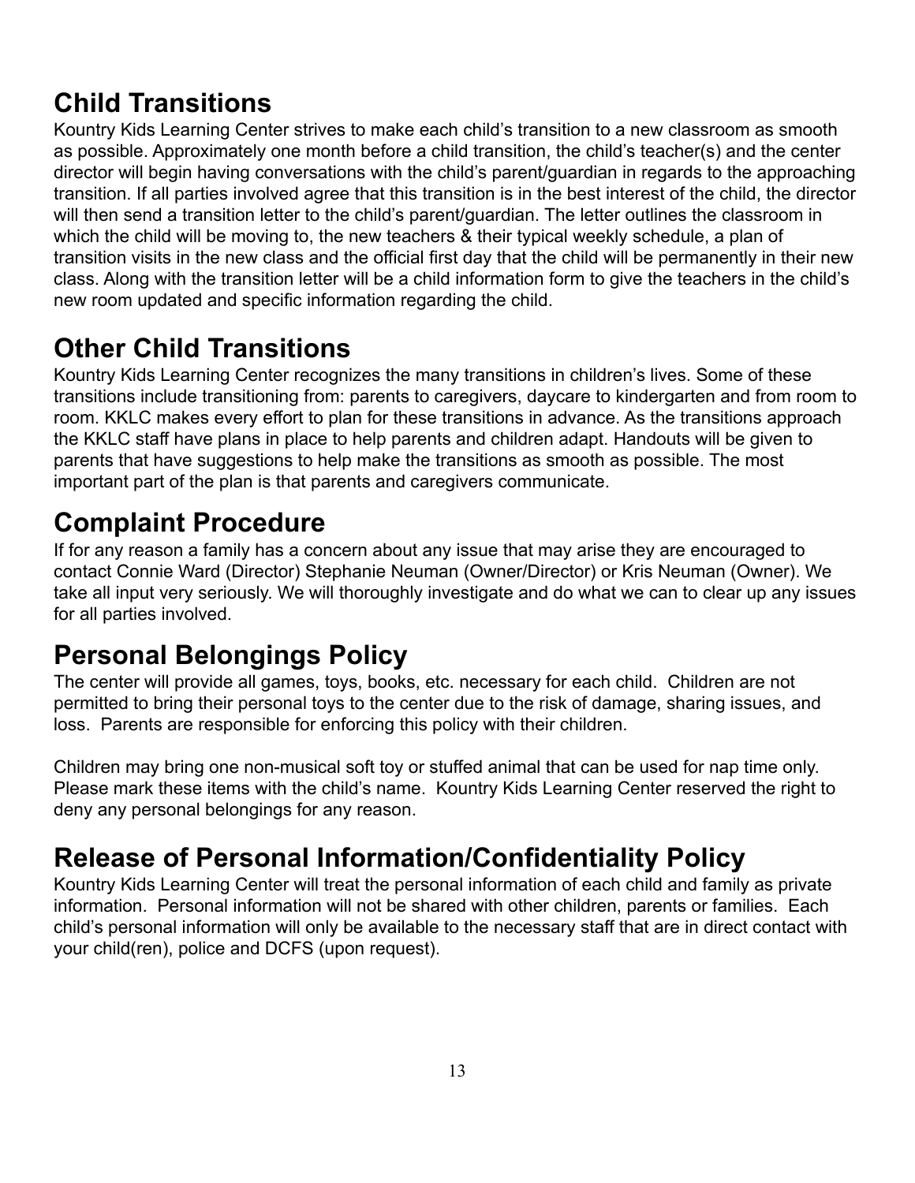## Child Transitions

Kountry Kids Learning Center strives to make each child's transition to a new classroom as smooth as possible. Approximately one month before a child transition, the child's teacher(s) and the center director will begin having conversations with the child's parent/guardian in regards to the approaching transition. If all parties involved agree that this transition is in the best interest of the child, the director will then send a transition letter to the child's parent/guardian. The letter outlines the classroom in which the child will be moving to, the new teachers & their typical weekly schedule, a plan of transition visits in the new class and the official first day that the child will be permanently in their new class. Along with the transition letter will be a child information form to give the teachers in the child's new room updated and specific information regarding the child.

## Other Child Transitions

Kountry Kids Learning Center recognizes the many transitions in children's lives. Some of these transitions include transitioning from: parents to caregivers, daycare to kindergarten and from room to room. KKLC makes every effort to plan for these transitions in advance. As the transitions approach the KKLC staff have plans in place to help parents and children adapt. Handouts will be given to parents that have suggestions to help make the transitions as smooth as possible. The most important part of the plan is that parents and caregivers communicate.

## Complaint Procedure

If for any reason a family has a concern about any issue that may arise they are encouraged to contact Connie Ward (Director) Stephanie Neuman (Owner/Director) or Kris Neuman (Owner). We take all input very seriously. We will thoroughly investigate and do what we can to clear up any issues for all parties involved.

## Personal Belongings Policy

The center will provide all games, toys, books, etc. necessary for each child. Children are not permitted to bring their personal toys to the center due to the risk of damage, sharing issues, and loss. Parents are responsible for enforcing this policy with their children.

Children may bring one non-musical soft toy or stuffed animal that can be used for nap time only. Please mark these items with the child's name. Kountry Kids Learning Center reserved the right to deny any personal belongings for any reason.

## Release of Personal Information/Confidentiality Policy

Kountry Kids Learning Center will treat the personal information of each child and family as private information. Personal information will not be shared with other children, parents or families. Each child's personal information will only be available to the necessary staff that are in direct contact with your child(ren), police and DCFS (upon request).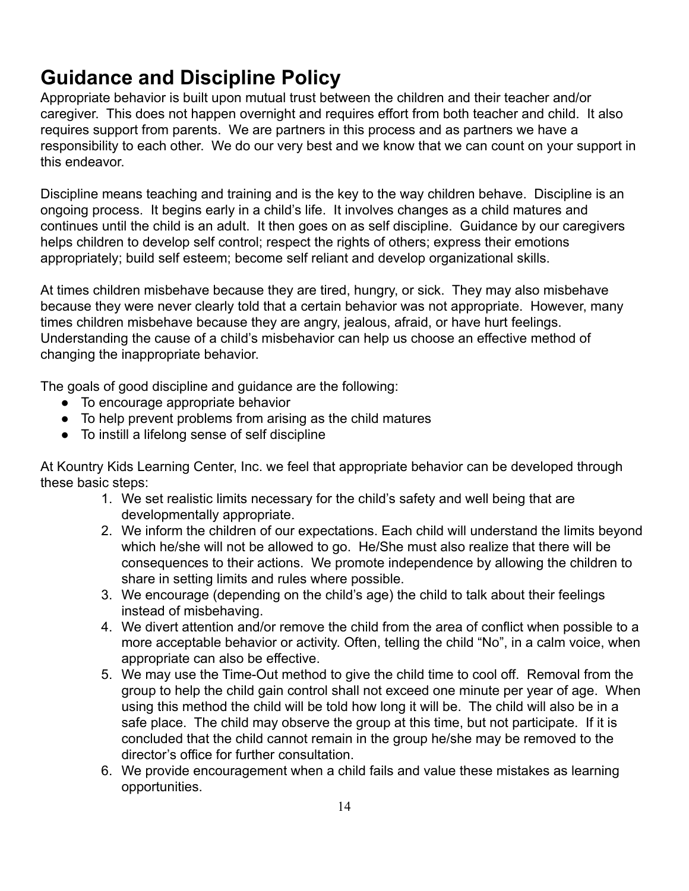# Guidance and Discipline Policy

Appropriate behavior is built upon mutual trust between the children and their teacher and/or caregiver. This does not happen overnight and requires effort from both teacher and child. It also requires support from parents. We are partners in this process and as partners we have a responsibility to each other. We do our very best and we know that we can count on your support in this endeavor.

Discipline means teaching and training and is the key to the way children behave. Discipline is an ongoing process. It begins early in a child's life. It involves changes as a child matures and continues until the child is an adult. It then goes on as self discipline. Guidance by our caregivers helps children to develop self control; respect the rights of others; express their emotions appropriately; build self esteem; become self reliant and develop organizational skills.

At times children misbehave because they are tired, hungry, or sick. They may also misbehave because they were never clearly told that a certain behavior was not appropriate. However, many times children misbehave because they are angry, jealous, afraid, or have hurt feelings. Understanding the cause of a child's misbehavior can help us choose an effective method of changing the inappropriate behavior.

The goals of good discipline and guidance are the following:

- To encourage appropriate behavior
- To help prevent problems from arising as the child matures
- To instill a lifelong sense of self discipline

At Kountry Kids Learning Center, Inc. we feel that appropriate behavior can be developed through these basic steps:

1. We set realistic limits necessary for the child's safety and well being that are developmentally appropriate.
2. We inform the children of our expectations. Each child will understand the limits beyond which he/she will not be allowed to go. He/She must also realize that there will be consequences to their actions. We promote independence by allowing the children to share in setting limits and rules where possible.
3. We encourage (depending on the child's age) the child to talk about their feelings instead of misbehaving.
4. We divert attention and/or remove the child from the area of conflict when possible to a more acceptable behavior or activity. Often, telling the child "No", in a calm voice, when appropriate can also be effective.
5. We may use the Time-Out method to give the child time to cool off. Removal from the group to help the child gain control shall not exceed one minute per year of age. When using this method the child will be told how long it will be. The child will also be in a safe place. The child may observe the group at this time, but not participate. If it is concluded that the child cannot remain in the group he/she may be removed to the director's office for further consultation.
6. We provide encouragement when a child fails and value these mistakes as learning opportunities.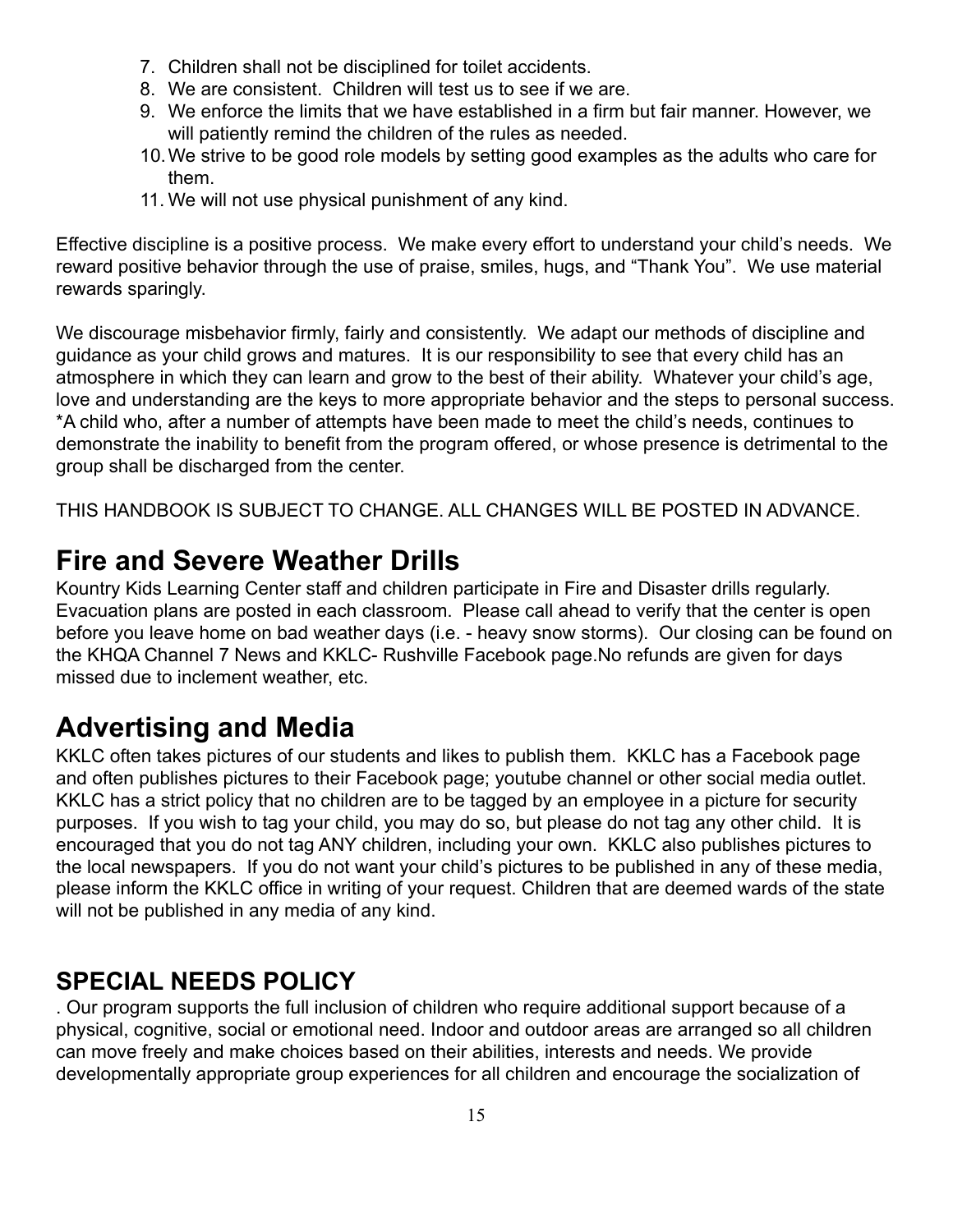7. Children shall not be disciplined for toilet accidents.
8. We are consistent. Children will test us to see if we are.
9. We enforce the limits that we have established in a firm but fair manner. However, we will patiently remind the children of the rules as needed.
10. We strive to be good role models by setting good examples as the adults who care for them.
11. We will not use physical punishment of any kind.

Effective discipline is a positive process. We make every effort to understand your child's needs. We reward positive behavior through the use of praise, smiles, hugs, and "Thank You". We use material rewards sparingly.

We discourage misbehavior firmly, fairly and consistently. We adapt our methods of discipline and guidance as your child grows and matures. It is our responsibility to see that every child has an atmosphere in which they can learn and grow to the best of their ability. Whatever your child's age, love and understanding are the keys to more appropriate behavior and the steps to personal success. *A child who, after a number of attempts have been made to meet the child's needs, continues to demonstrate the inability to benefit from the program offered, or whose presence is detrimental to the group shall be discharged from the center.

THIS HANDBOOK IS SUBJECT TO CHANGE. ALL CHANGES WILL BE POSTED IN ADVANCE.

# Fire and Severe Weather Drills

Kountry Kids Learning Center staff and children participate in Fire and Disaster drills regularly. Evacuation plans are posted in each classroom. Please call ahead to verify that the center is open before you leave home on bad weather days (i.e. - heavy snow storms). Our closing can be found on the KHQA Channel 7 News and KKLC- Rushville Facebook page.No refunds are given for days missed due to inclement weather, etc.

# Advertising and Media

KKLC often takes pictures of our students and likes to publish them. KKLC has a Facebook page and often publishes pictures to their Facebook page; youtube channel or other social media outlet. KKLC has a strict policy that no children are to be tagged by an employee in a picture for security purposes. If you wish to tag your child, you may do so, but please do not tag any other child. It is encouraged that you do not tag ANY children, including your own. KKLC also publishes pictures to the local newspapers. If you do not want your child's pictures to be published in any of these media, please inform the KKLC office in writing of your request. Children that are deemed wards of the state will not be published in any media of any kind.

## SPECIAL NEEDS POLICY

. Our program supports the full inclusion of children who require additional support because of a physical, cognitive, social or emotional need. Indoor and outdoor areas are arranged so all children can move freely and make choices based on their abilities, interests and needs. We provide developmentally appropriate group experiences for all children and encourage the socialization of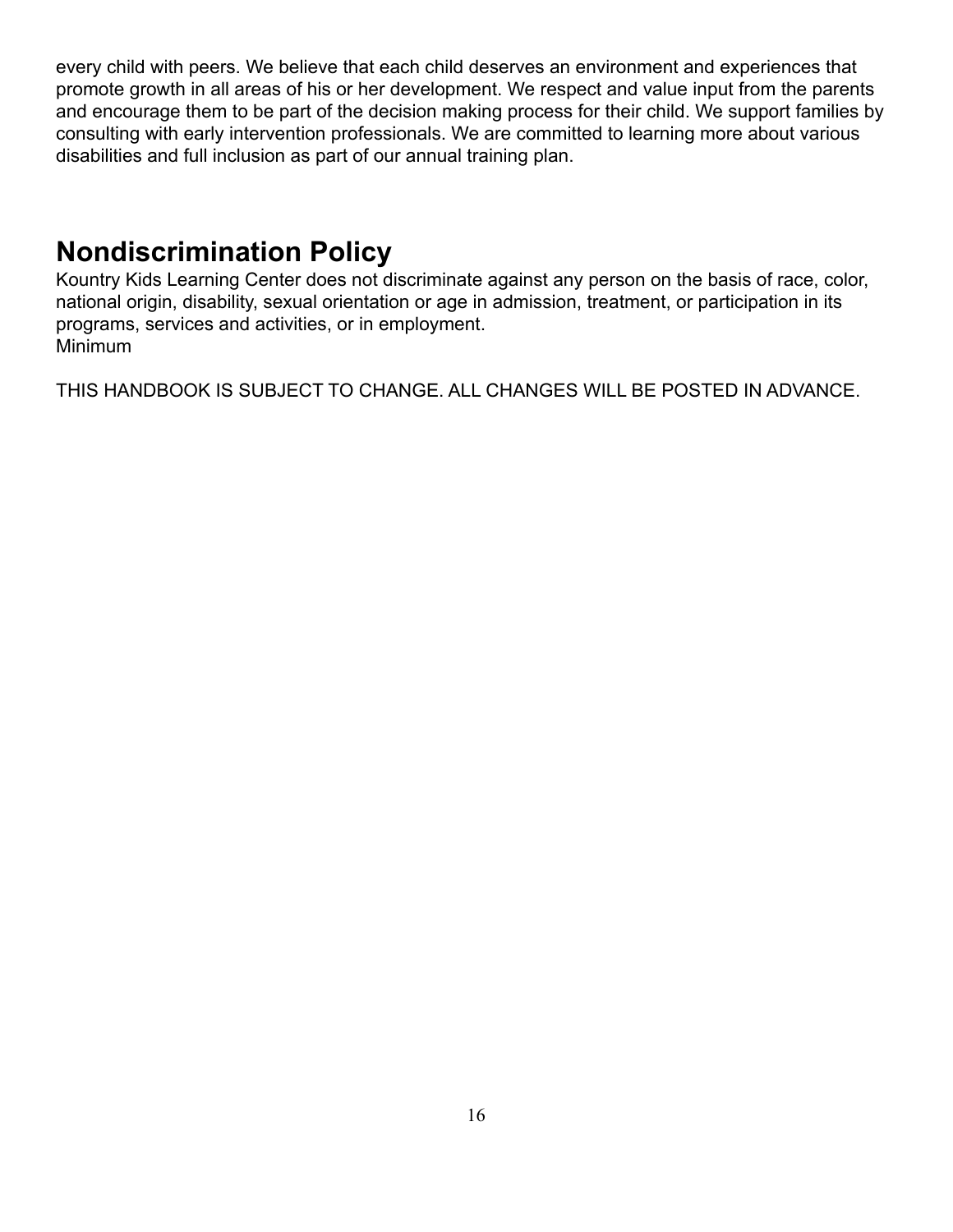every child with peers. We believe that each child deserves an environment and experiences that promote growth in all areas of his or her development. We respect and value input from the parents and encourage them to be part of the decision making process for their child. We support families by consulting with early intervention professionals. We are committed to learning more about various disabilities and full inclusion as part of our annual training plan.

## Nondiscrimination Policy

Kountry Kids Learning Center does not discriminate against any person on the basis of race, color, national origin, disability, sexual orientation or age in admission, treatment, or participation in its programs, services and activities, or in employment.
Minimum

THIS HANDBOOK IS SUBJECT TO CHANGE. ALL CHANGES WILL BE POSTED IN ADVANCE.